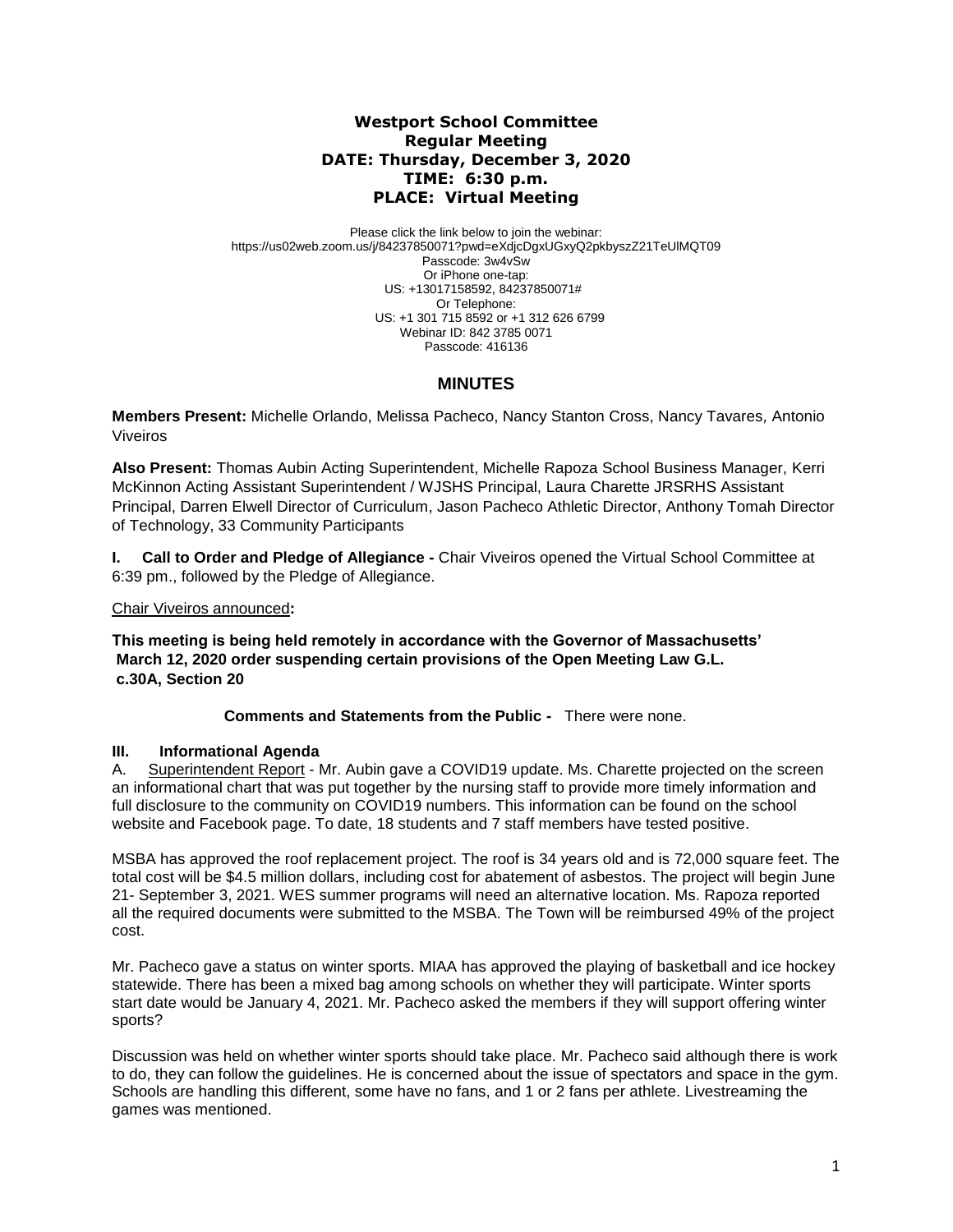**Westport School Committee**
**Regular Meeting**
**DATE: Thursday, December 3, 2020**
**TIME: 6:30 p.m.**
**PLACE: Virtual Meeting**

Please click the link below to join the webinar:
https://us02web.zoom.us/j/84237850071?pwd=eXdjcDgxUGxyQ2pkbyszZ21TeUlMQT09
Passcode: 3w4vSw
Or iPhone one-tap:
US: +13017158592, 84237850071#
Or Telephone:
US: +1 301 715 8592 or +1 312 626 6799
Webinar ID: 842 3785 0071
Passcode: 416136

# MINUTES

**Members Present:** Michelle Orlando, Melissa Pacheco, Nancy Stanton Cross, Nancy Tavares, Antonio Viveiros

**Also Present:** Thomas Aubin Acting Superintendent, Michelle Rapoza School Business Manager, Kerri McKinnon Acting Assistant Superintendent / WJSHS Principal, Laura Charette JRSRHS Assistant Principal, Darren Elwell Director of Curriculum, Jason Pacheco Athletic Director, Anthony Tomah Director of Technology, 33 Community Participants

**I. Call to Order and Pledge of Allegiance -** Chair Viveiros opened the Virtual School Committee at 6:39 pm., followed by the Pledge of Allegiance.

Chair Viveiros announced**:**

**This meeting is being held remotely in accordance with the Governor of Massachusetts' March 12, 2020 order suspending certain provisions of the Open Meeting Law G.L. c.30A, Section 20**

**Comments and Statements from the Public -** There were none.

**III. Informational Agenda**

A. Superintendent Report - Mr. Aubin gave a COVID19 update. Ms. Charette projected on the screen an informational chart that was put together by the nursing staff to provide more timely information and full disclosure to the community on COVID19 numbers. This information can be found on the school website and Facebook page. To date, 18 students and 7 staff members have tested positive.

MSBA has approved the roof replacement project. The roof is 34 years old and is 72,000 square feet. The total cost will be $4.5 million dollars, including cost for abatement of asbestos. The project will begin June 21- September 3, 2021. WES summer programs will need an alternative location. Ms. Rapoza reported all the required documents were submitted to the MSBA. The Town will be reimbursed 49% of the project cost.

Mr. Pacheco gave a status on winter sports. MIAA has approved the playing of basketball and ice hockey statewide. There has been a mixed bag among schools on whether they will participate. Winter sports start date would be January 4, 2021. Mr. Pacheco asked the members if they will support offering winter sports?

Discussion was held on whether winter sports should take place. Mr. Pacheco said although there is work to do, they can follow the guidelines. He is concerned about the issue of spectators and space in the gym. Schools are handling this different, some have no fans, and 1 or 2 fans per athlete. Livestreaming the games was mentioned.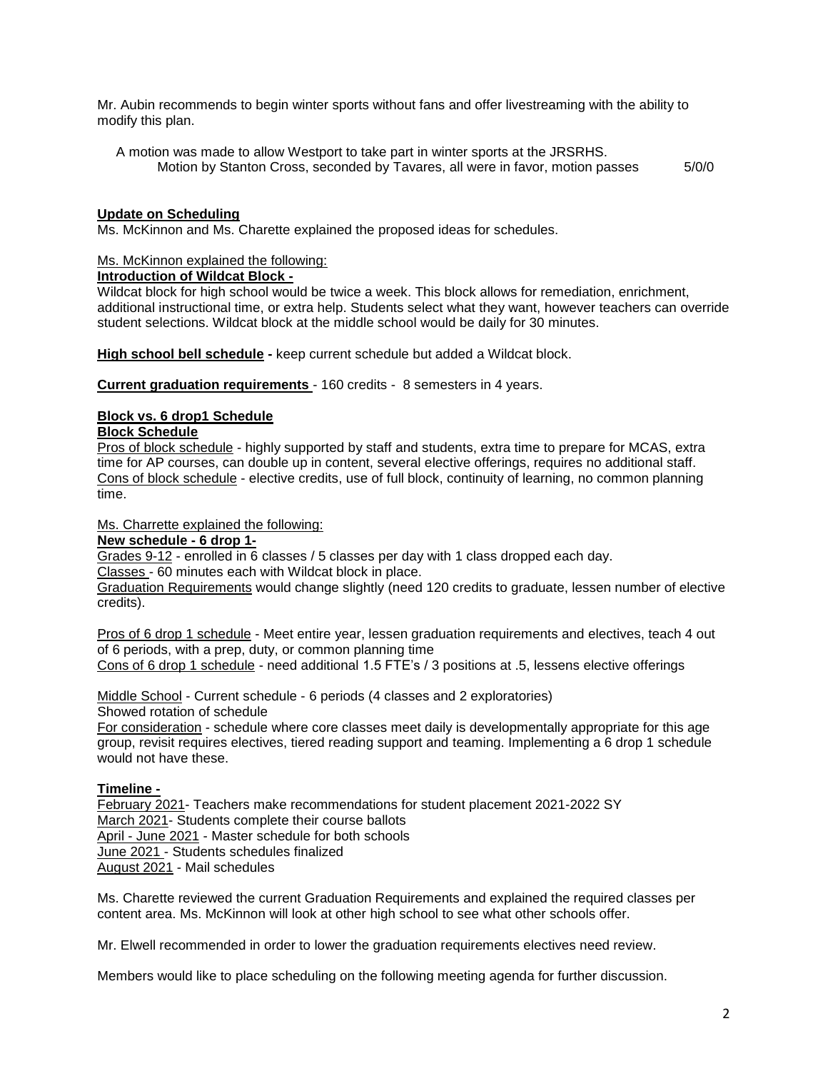Mr. Aubin recommends to begin winter sports without fans and offer livestreaming with the ability to modify this plan.

A motion was made to allow Westport to take part in winter sports at the JRSRHS.
Motion by Stanton Cross, seconded by Tavares, all were in favor, motion passes 5/0/0

**Update on Scheduling**

Ms. McKinnon and Ms. Charette explained the proposed ideas for schedules.

Ms. McKinnon explained the following:

**Introduction of Wildcat Block -**

Wildcat block for high school would be twice a week. This block allows for remediation, enrichment, additional instructional time, or extra help. Students select what they want, however teachers can override student selections. Wildcat block at the middle school would be daily for 30 minutes.

**High school bell schedule -** keep current schedule but added a Wildcat block.

**Current graduation requirements** - 160 credits - 8 semesters in 4 years.

**Block vs. 6 drop1 Schedule**

**Block Schedule**

Pros of block schedule - highly supported by staff and students, extra time to prepare for MCAS, extra time for AP courses, can double up in content, several elective offerings, requires no additional staff.
Cons of block schedule - elective credits, use of full block, continuity of learning, no common planning time.

Ms. Charette explained the following:

**New schedule - 6 drop 1-**

Grades 9-12 - enrolled in 6 classes / 5 classes per day with 1 class dropped each day.
Classes - 60 minutes each with Wildcat block in place.
Graduation Requirements would change slightly (need 120 credits to graduate, lessen number of elective credits).

Pros of 6 drop 1 schedule - Meet entire year, lessen graduation requirements and electives, teach 4 out of 6 periods, with a prep, duty, or common planning time
Cons of 6 drop 1 schedule - need additional 1.5 FTE's / 3 positions at .5, lessens elective offerings

Middle School - Current schedule - 6 periods (4 classes and 2 exploratories)
Showed rotation of schedule
For consideration - schedule where core classes meet daily is developmentally appropriate for this age group, revisit requires electives, tiered reading support and teaming. Implementing a 6 drop 1 schedule would not have these.

**Timeline -**

February 2021- Teachers make recommendations for student placement 2021-2022 SY
March 2021- Students complete their course ballots
April - June 2021 - Master schedule for both schools
June 2021 - Students schedules finalized
August 2021 - Mail schedules

Ms. Charette reviewed the current Graduation Requirements and explained the required classes per content area. Ms. McKinnon will look at other high school to see what other schools offer.

Mr. Elwell recommended in order to lower the graduation requirements electives need review.

Members would like to place scheduling on the following meeting agenda for further discussion.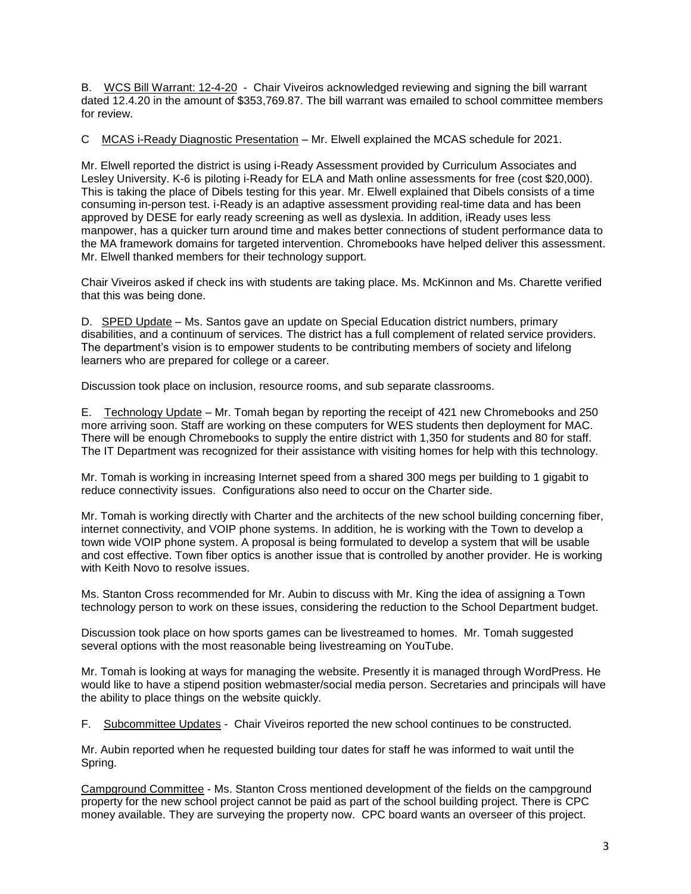B. WCS Bill Warrant: 12-4-20 - Chair Viveiros acknowledged reviewing and signing the bill warrant dated 12.4.20 in the amount of $353,769.87. The bill warrant was emailed to school committee members for review.

C MCAS i-Ready Diagnostic Presentation – Mr. Elwell explained the MCAS schedule for 2021.

Mr. Elwell reported the district is using i-Ready Assessment provided by Curriculum Associates and Lesley University. K-6 is piloting i-Ready for ELA and Math online assessments for free (cost $20,000). This is taking the place of Dibels testing for this year. Mr. Elwell explained that Dibels consists of a time consuming in-person test. i-Ready is an adaptive assessment providing real-time data and has been approved by DESE for early ready screening as well as dyslexia. In addition, iReady uses less manpower, has a quicker turn around time and makes better connections of student performance data to the MA framework domains for targeted intervention. Chromebooks have helped deliver this assessment. Mr. Elwell thanked members for their technology support.

Chair Viveiros asked if check ins with students are taking place. Ms. McKinnon and Ms. Charette verified that this was being done.

D. SPED Update – Ms. Santos gave an update on Special Education district numbers, primary disabilities, and a continuum of services. The district has a full complement of related service providers. The department's vision is to empower students to be contributing members of society and lifelong learners who are prepared for college or a career.

Discussion took place on inclusion, resource rooms, and sub separate classrooms.

E. Technology Update – Mr. Tomah began by reporting the receipt of 421 new Chromebooks and 250 more arriving soon. Staff are working on these computers for WES students then deployment for MAC. There will be enough Chromebooks to supply the entire district with 1,350 for students and 80 for staff. The IT Department was recognized for their assistance with visiting homes for help with this technology.

Mr. Tomah is working in increasing Internet speed from a shared 300 megs per building to 1 gigabit to reduce connectivity issues. Configurations also need to occur on the Charter side.

Mr. Tomah is working directly with Charter and the architects of the new school building concerning fiber, internet connectivity, and VOIP phone systems. In addition, he is working with the Town to develop a town wide VOIP phone system. A proposal is being formulated to develop a system that will be usable and cost effective. Town fiber optics is another issue that is controlled by another provider. He is working with Keith Novo to resolve issues.

Ms. Stanton Cross recommended for Mr. Aubin to discuss with Mr. King the idea of assigning a Town technology person to work on these issues, considering the reduction to the School Department budget.

Discussion took place on how sports games can be livestreamed to homes. Mr. Tomah suggested several options with the most reasonable being livestreaming on YouTube.

Mr. Tomah is looking at ways for managing the website. Presently it is managed through WordPress. He would like to have a stipend position webmaster/social media person. Secretaries and principals will have the ability to place things on the website quickly.

F. Subcommittee Updates - Chair Viveiros reported the new school continues to be constructed.

Mr. Aubin reported when he requested building tour dates for staff he was informed to wait until the Spring.

Campground Committee - Ms. Stanton Cross mentioned development of the fields on the campground property for the new school project cannot be paid as part of the school building project. There is CPC money available. They are surveying the property now. CPC board wants an overseer of this project.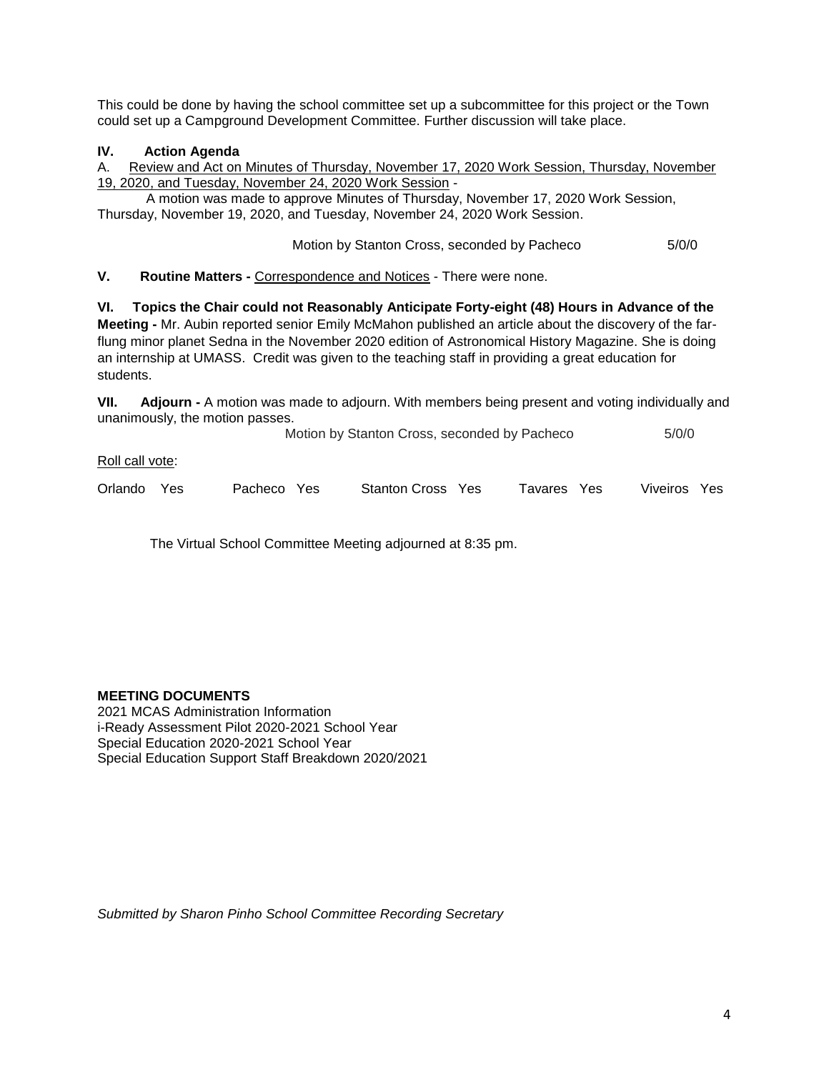This could be done by having the school committee set up a subcommittee for this project or the Town could set up a Campground Development Committee. Further discussion will take place.

**IV. Action Agenda**

A. Review and Act on Minutes of Thursday, November 17, 2020 Work Session, Thursday, November 19, 2020, and Tuesday, November 24, 2020 Work Session -

A motion was made to approve Minutes of Thursday, November 17, 2020 Work Session, Thursday, November 19, 2020, and Tuesday, November 24, 2020 Work Session.

Motion by Stanton Cross, seconded by Pacheco 5/0/0

**V. Routine Matters -** Correspondence and Notices - There were none.

**VI. Topics the Chair could not Reasonably Anticipate Forty-eight (48) Hours in Advance of the Meeting -** Mr. Aubin reported senior Emily McMahon published an article about the discovery of the far-flung minor planet Sedna in the November 2020 edition of Astronomical History Magazine. She is doing an internship at UMASS. Credit was given to the teaching staff in providing a great education for students.

**VII. Adjourn -** A motion was made to adjourn. With members being present and voting individually and unanimously, the motion passes.

Motion by Stanton Cross, seconded by Pacheco 5/0/0

Roll call vote:

Orlando Yes Pacheco Yes Stanton Cross Yes Tavares Yes Viveiros Yes

The Virtual School Committee Meeting adjourned at 8:35 pm.

**MEETING DOCUMENTS**

2021 MCAS Administration Information
i-Ready Assessment Pilot 2020-2021 School Year
Special Education 2020-2021 School Year
Special Education Support Staff Breakdown 2020/2021

*Submitted by Sharon Pinho School Committee Recording Secretary*